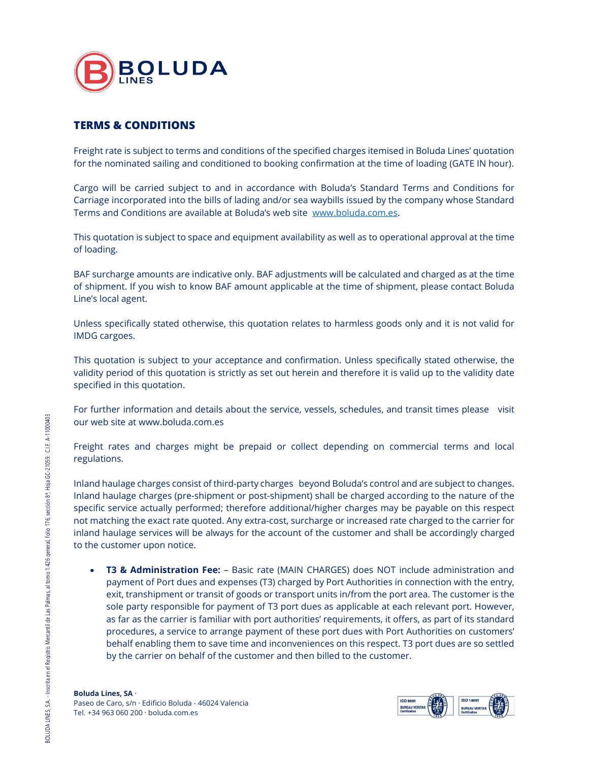## TERMS & CONDITIONS

Freight rate is subject to terms and conditions of the specified charges itemised in Boluda Lines' quotation for the nominated sailing and conditioned to booking confirmation at the time of loading (GATE IN hour).

Cargo will be carried subject to and in accordance with Boluda's Standard Terms and Conditions for Carriage incorporated into the bills of lading and/or sea waybills issued by the company whose Standard Terms and Conditions are available at Boluda's web site [www.boluda.com.es](http://www.boluda.com.es).

This quotation is subject to space and equipment availability as well as to operational approval at the time of loading.

BAF surcharge amounts are indicative only. BAF adjustments will be calculated and charged as at the time of shipment. If you wish to know BAF amount applicable at the time of shipment, please contact Boluda Line's local agent.

Unless specifically stated otherwise, this quotation relates to harmless goods only and it is not valid for IMDG cargoes.

This quotation is subject to your acceptance and confirmation. Unless specifically stated otherwise, the validity period of this quotation is strictly as set out herein and therefore it is valid up to the validity date specified in this quotation.

For further information and details about the service, vessels, schedules, and transit times please visit our web site at www.boluda.com.es

Freight rates and charges might be prepaid or collect depending on commercial terms and local regulations.

Inland haulage charges consist of third-party charges beyond Boluda's control and are subject to changes. Inland haulage charges (pre-shipment or post-shipment) shall be charged according to the nature of the specific service actually performed; therefore additional/higher charges may be payable on this respect not matching the exact rate quoted. Any extra-cost, surcharge or increased rate charged to the carrier for inland haulage services will be always for the account of the customer and shall be accordingly charged to the customer upon notice.

- **T3 & Administration Fee:** – Basic rate (MAIN CHARGES) does NOT include administration and payment of Port dues and expenses (T3) charged by Port Authorities in connection with the entry, exit, transhipment or transit of goods or transport units in/from the port area. The customer is the sole party responsible for payment of T3 port dues as applicable at each relevant port. However, as far as the carrier is familiar with port authorities' requirements, it offers, as part of its standard procedures, a service to arrange payment of these port dues with Port Authorities on customers' behalf enabling them to save time and inconveniences on this respect. T3 port dues are so settled by the carrier on behalf of the customer and then billed to the customer.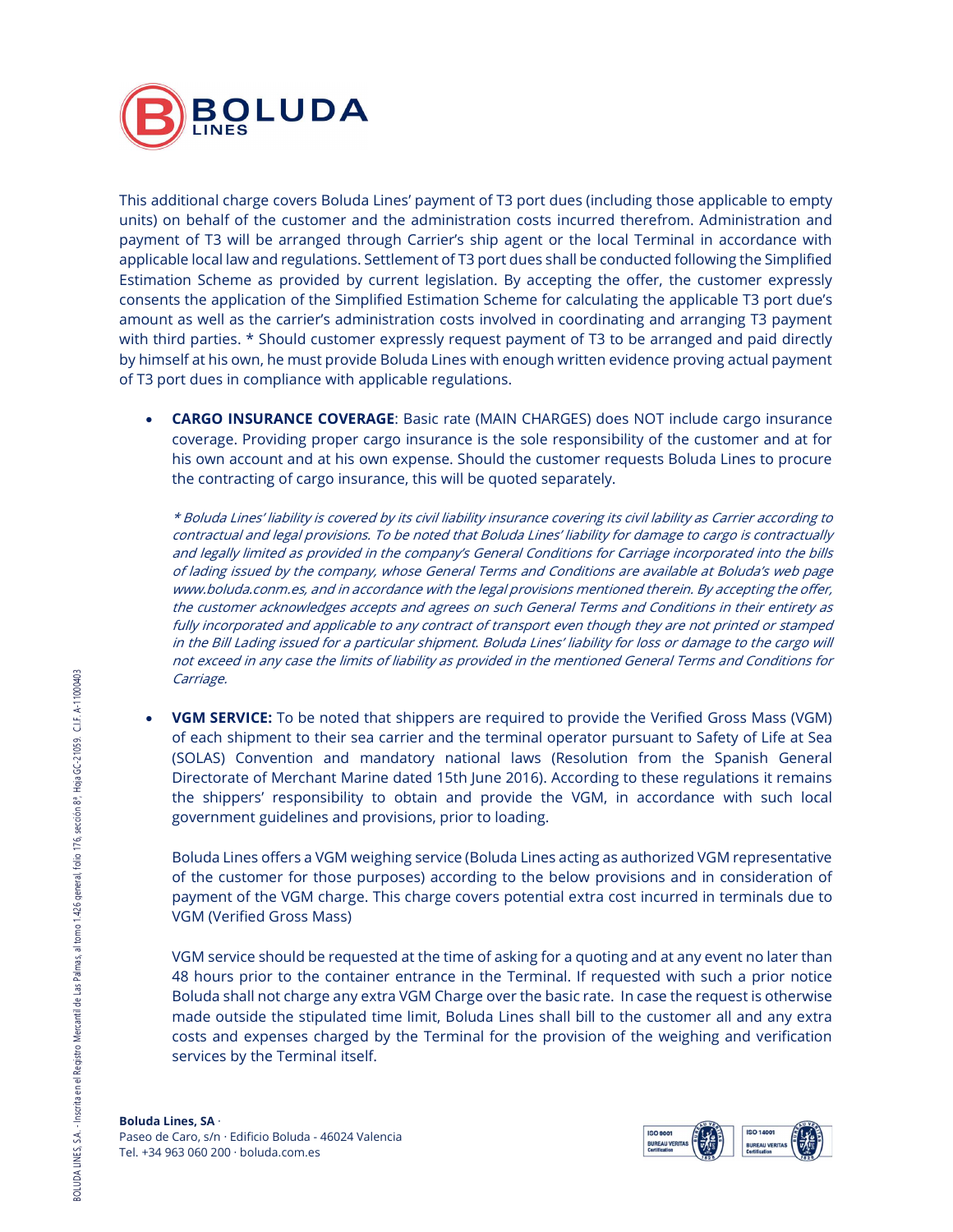This additional charge covers Boluda Lines' payment of T3 port dues (including those applicable to empty units) on behalf of the customer and the administration costs incurred therefrom. Administration and payment of T3 will be arranged through Carrier's ship agent or the local Terminal in accordance with applicable local law and regulations. Settlement of T3 port dues shall be conducted following the Simplified Estimation Scheme as provided by current legislation. By accepting the offer, the customer expressly consents the application of the Simplified Estimation Scheme for calculating the applicable T3 port due's amount as well as the carrier's administration costs involved in coordinating and arranging T3 payment with third parties. * Should customer expressly request payment of T3 to be arranged and paid directly by himself at his own, he must provide Boluda Lines with enough written evidence proving actual payment of T3 port dues in compliance with applicable regulations.

- **CARGO INSURANCE COVERAGE**: Basic rate (MAIN CHARGES) does NOT include cargo insurance coverage. Providing proper cargo insurance is the sole responsibility of the customer and at for his own account and at his own expense. Should the customer requests Boluda Lines to procure the contracting of cargo insurance, this will be quoted separately.

  *\* Boluda Lines' liability is covered by its civil liability insurance covering its civil lability as Carrier according to contractual and legal provisions. To be noted that Boluda Lines' liability for damage to cargo is contractually and legally limited as provided in the company's General Conditions for Carriage incorporated into the bills of lading issued by the company, whose General Terms and Conditions are available at Boluda's web page www.boluda.conm.es, and in accordance with the legal provisions mentioned therein. By accepting the offer, the customer acknowledges accepts and agrees on such General Terms and Conditions in their entirety as fully incorporated and applicable to any contract of transport even though they are not printed or stamped in the Bill Lading issued for a particular shipment. Boluda Lines' liability for loss or damage to the cargo will not exceed in any case the limits of liability as provided in the mentioned General Terms and Conditions for Carriage.*

- **VGM SERVICE:** To be noted that shippers are required to provide the Verified Gross Mass (VGM) of each shipment to their sea carrier and the terminal operator pursuant to Safety of Life at Sea (SOLAS) Convention and mandatory national laws (Resolution from the Spanish General Directorate of Merchant Marine dated 15th June 2016). According to these regulations it remains the shippers' responsibility to obtain and provide the VGM, in accordance with such local government guidelines and provisions, prior to loading.

  Boluda Lines offers a VGM weighing service (Boluda Lines acting as authorized VGM representative of the customer for those purposes) according to the below provisions and in consideration of payment of the VGM charge. This charge covers potential extra cost incurred in terminals due to VGM (Verified Gross Mass)

  VGM service should be requested at the time of asking for a quoting and at any event no later than 48 hours prior to the container entrance in the Terminal. If requested with such a prior notice Boluda shall not charge any extra VGM Charge over the basic rate. In case the request is otherwise made outside the stipulated time limit, Boluda Lines shall bill to the customer all and any extra costs and expenses charged by the Terminal for the provision of the weighing and verification services by the Terminal itself.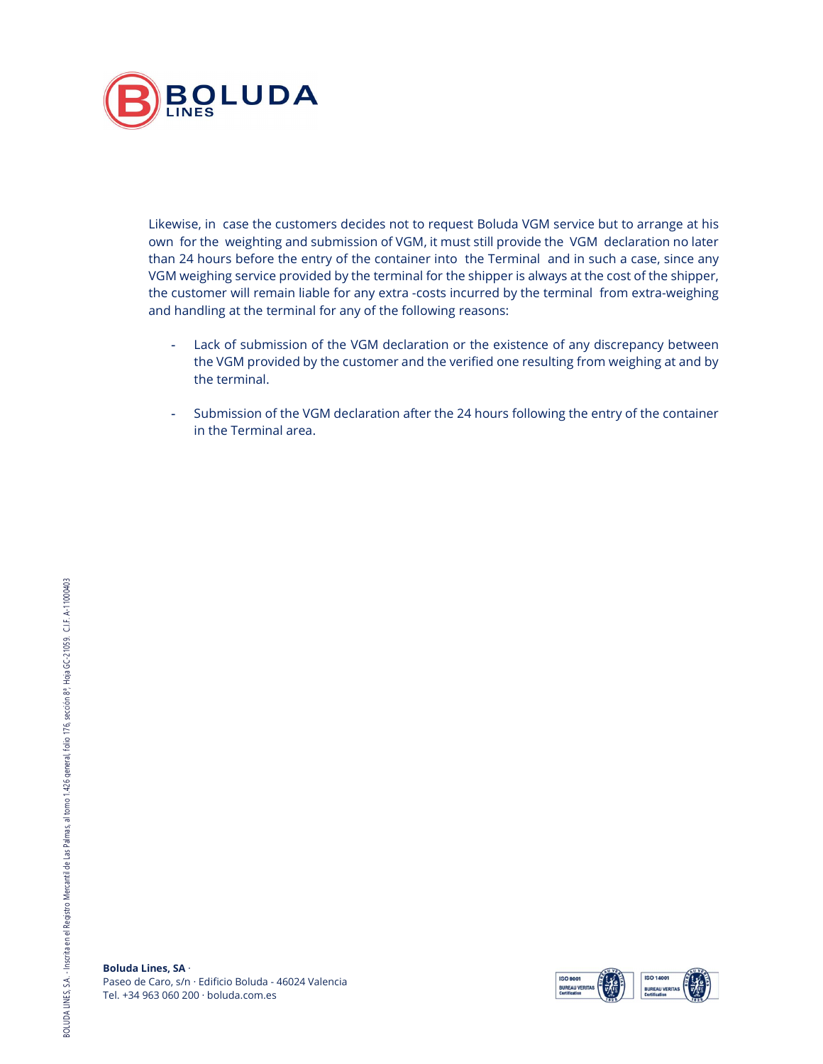Likewise, in case the customers decides not to request Boluda VGM service but to arrange at his own for the weighting and submission of VGM, it must still provide the VGM declaration no later than 24 hours before the entry of the container into the Terminal and in such a case, since any VGM weighing service provided by the terminal for the shipper is always at the cost of the shipper, the customer will remain liable for any extra -costs incurred by the terminal from extra-weighing and handling at the terminal for any of the following reasons:

- Lack of submission of the VGM declaration or the existence of any discrepancy between the VGM provided by the customer and the verified one resulting from weighing at and by the terminal.
- Submission of the VGM declaration after the 24 hours following the entry of the container in the Terminal area.